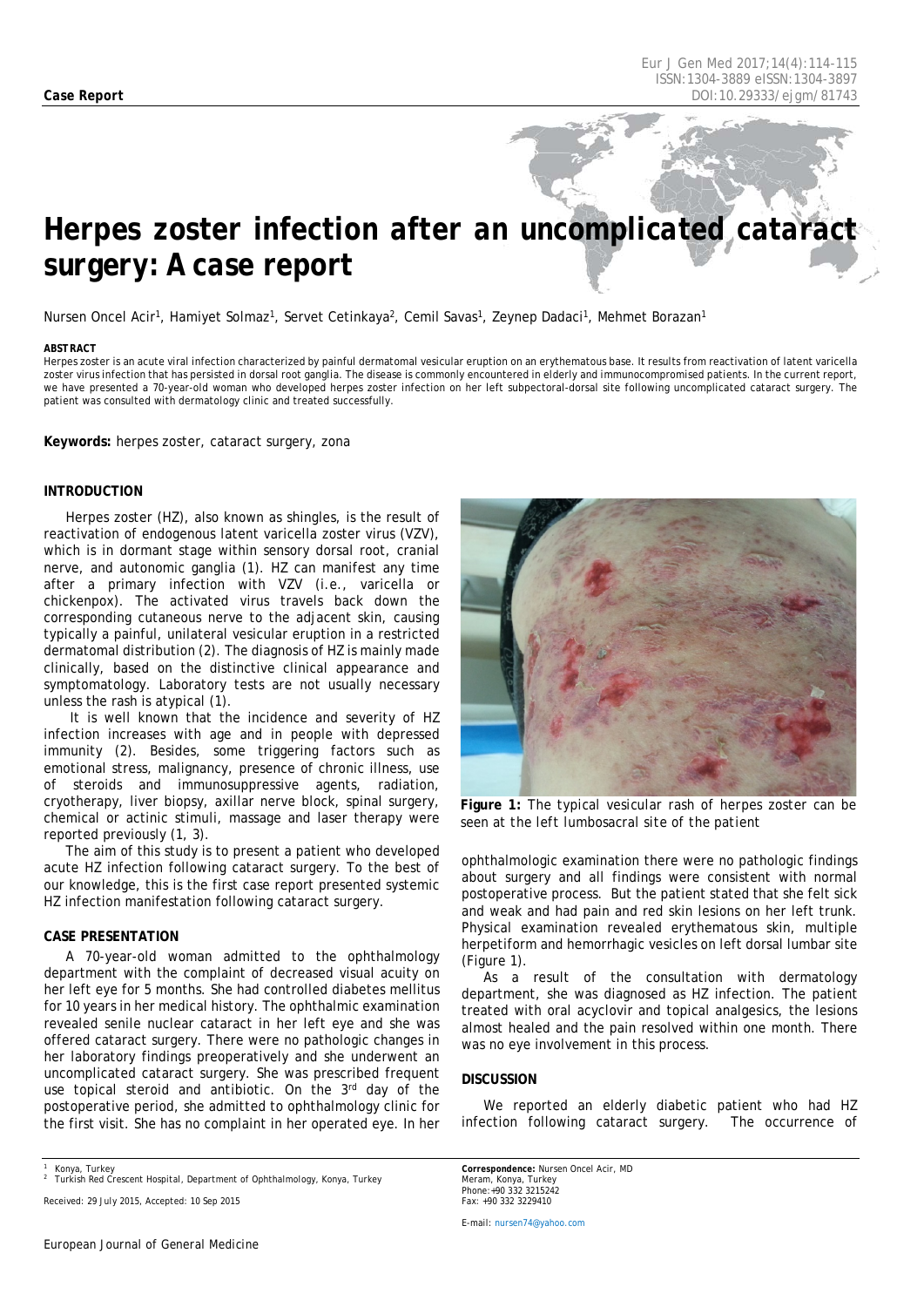**Case Report**

# Herpes zoster infection after an uncomplicated cataract surgery: A case report

Nursen Oncel Acir[1], Hamiyet Solmaz[1], Servet Cetinkaya[2], Cemil Savas[1], Zeynep Dadaci[1], Mehmet Borazan[1]

**ABSTRACT**

Herpes zoster is an acute viral infection characterized by painful dermatomal vesicular eruption on an erythematous base. It results from reactivation of latent varicella zoster virus infection that has persisted in dorsal root ganglia. The disease is commonly encountered in elderly and immunocompromised patients. In the current report, we have presented a 70-year-old woman who developed herpes zoster infection on her left subpectoral-dorsal site following uncomplicated cataract surgery. The patient was consulted with dermatology clinic and treated successfully.

**Keywords:** herpes zoster, cataract surgery, zona

## INTRODUCTION

Herpes zoster (HZ), also known as shingles, is the result of reactivation of endogenous latent varicella zoster virus (VZV), which is in dormant stage within sensory dorsal root, cranial nerve, and autonomic ganglia (1). HZ can manifest any time after a primary infection with VZV (i.e., varicella or chickenpox). The activated virus travels back down the corresponding cutaneous nerve to the adjacent skin, causing typically a painful, unilateral vesicular eruption in a restricted dermatomal distribution (2). The diagnosis of HZ is mainly made clinically, based on the distinctive clinical appearance and symptomatology. Laboratory tests are not usually necessary unless the rash is atypical (1).

It is well known that the incidence and severity of HZ infection increases with age and in people with depressed immunity (2). Besides, some triggering factors such as emotional stress, malignancy, presence of chronic illness, use of steroids and immunosuppressive agents, radiation, cryotherapy, liver biopsy, axillar nerve block, spinal surgery, chemical or actinic stimuli, massage and laser therapy were reported previously (1, 3).

The aim of this study is to present a patient who developed acute HZ infection following cataract surgery. To the best of our knowledge, this is the first case report presented systemic HZ infection manifestation following cataract surgery.

## CASE PRESENTATION

A 70-year-old woman admitted to the ophthalmology department with the complaint of decreased visual acuity on her left eye for 5 months. She had controlled diabetes mellitus for 10 years in her medical history. The ophthalmic examination revealed senile nuclear cataract in her left eye and she was offered cataract surgery. There were no pathologic changes in her laboratory findings preoperatively and she underwent an uncomplicated cataract surgery. She was prescribed frequent use topical steroid and antibiotic. On the 3rd day of the postoperative period, she admitted to ophthalmology clinic for the first visit. She has no complaint in her operated eye. In her ophthalmologic examination there were no pathologic findings about surgery and all findings were consistent with normal postoperative process. But the patient stated that she felt sick and weak and had pain and red skin lesions on her left trunk. Physical examination revealed erythematous skin, multiple herpetiform and hemorrhagic vesicles on left dorsal lumbar site (Figure 1).

**Figure 1:** The typical vesicular rash of herpes zoster can be seen at the left lumbosacral site of the patient

As a result of the consultation with dermatology department, she was diagnosed as HZ infection. The patient treated with oral acyclovir and topical analgesics, the lesions almost healed and the pain resolved within one month. There was no eye involvement in this process.

## DISCUSSION

We reported an elderly diabetic patient who had HZ infection following cataract surgery. The occurrence of

---

[1] Konya, Turkey
[2] Turkish Red Crescent Hospital, Department of Ophthalmology, Konya, Turkey

Received: 29 July 2015, Accepted: 10 Sep 2015

**Correspondence:** Nursen Oncel Acir, MD
Meram, Konya, Turkey
Phone:+90 332 3215242
Fax: +90 332 3229410

E-mail: nursen74@yahoo.com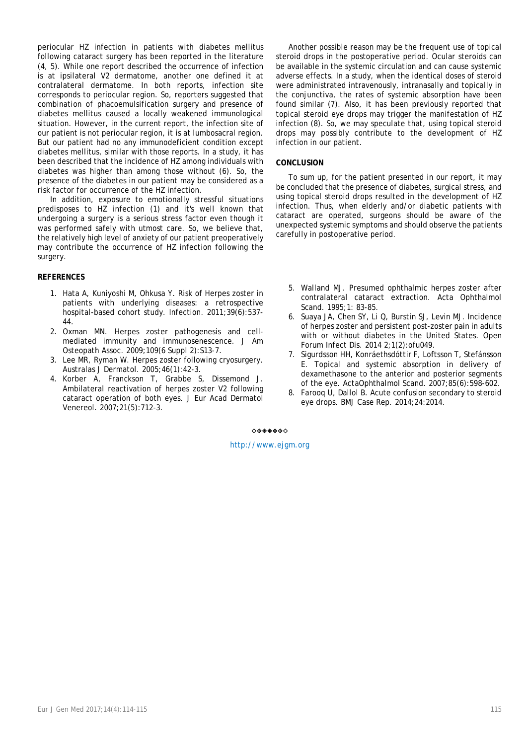periocular HZ infection in patients with diabetes mellitus following cataract surgery has been reported in the literature (4, 5). While one report described the occurrence of infection is at ipsilateral V2 dermatome, another one defined it at contralateral dermatome. In both reports, infection site corresponds to periocular region. So, reporters suggested that combination of phacoemulsification surgery and presence of diabetes mellitus caused a locally weakened immunological situation. However, in the current report, the infection site of our patient is not periocular region, it is at lumbosacral region. But our patient had no any immunodeficient condition except diabetes mellitus, similar with those reports. In a study, it has been described that the incidence of HZ among individuals with diabetes was higher than among those without (6). So, the presence of the diabetes in our patient may be considered as a risk factor for occurrence of the HZ infection.

In addition, exposure to emotionally stressful situations predisposes to HZ infection (1) and it's well known that undergoing a surgery is a serious stress factor even though it was performed safely with utmost care. So, we believe that, the relatively high level of anxiety of our patient preoperatively may contribute the occurrence of HZ infection following the surgery.

Another possible reason may be the frequent use of topical steroid drops in the postoperative period. Ocular steroids can be available in the systemic circulation and can cause systemic adverse effects. In a study, when the identical doses of steroid were administrated intravenously, intranasally and topically in the conjunctiva, the rates of systemic absorption have been found similar (7). Also, it has been previously reported that topical steroid eye drops may trigger the manifestation of HZ infection (8). So, we may speculate that, using topical steroid drops may possibly contribute to the development of HZ infection in our patient.

## CONCLUSION

To sum up, for the patient presented in our report, it may be concluded that the presence of diabetes, surgical stress, and using topical steroid drops resulted in the development of HZ infection. Thus, when elderly and/or diabetic patients with cataract are operated, surgeons should be aware of the unexpected systemic symptoms and should observe the patients carefully in postoperative period.

## REFERENCES

1. Hata A, Kuniyoshi M, Ohkusa Y. Risk of Herpes zoster in patients with underlying diseases: a retrospective hospital-based cohort study. Infection. 2011;39(6):537-44.
2. Oxman MN. Herpes zoster pathogenesis and cell-mediated immunity and immunosenescence. J Am Osteopath Assoc. 2009;109(6 Suppl 2):S13-7.
3. Lee MR, Ryman W. Herpes zoster following cryosurgery. Australas J Dermatol. 2005;46(1):42-3.
4. Korber A, Franckson T, Grabbe S, Dissemond J. Ambilateral reactivation of herpes zoster V2 following cataract operation of both eyes. J Eur Acad Dermatol Venereol. 2007;21(5):712-3.
5. Walland MJ. Presumed ophthalmic herpes zoster after contralateral cataract extraction. Acta Ophthalmol Scand. 1995;1: 83-85.
6. Suaya JA, Chen SY, Li Q, Burstin SJ, Levin MJ. Incidence of herpes zoster and persistent post-zoster pain in adults with or without diabetes in the United States. Open Forum Infect Dis. 2014 2;1(2):ofu049.
7. Sigurdsson HH, Konráethsdóttir F, Loftsson T, Stefánsson E. Topical and systemic absorption in delivery of dexamethasone to the anterior and posterior segments of the eye. ActaOphthalmol Scand. 2007;85(6):598-602.
8. Farooq U, Dallol B. Acute confusion secondary to steroid eye drops. BMJ Case Rep. 2014;24:2014.

◇◈◈◈◈◈◇

http://www.ejgm.org